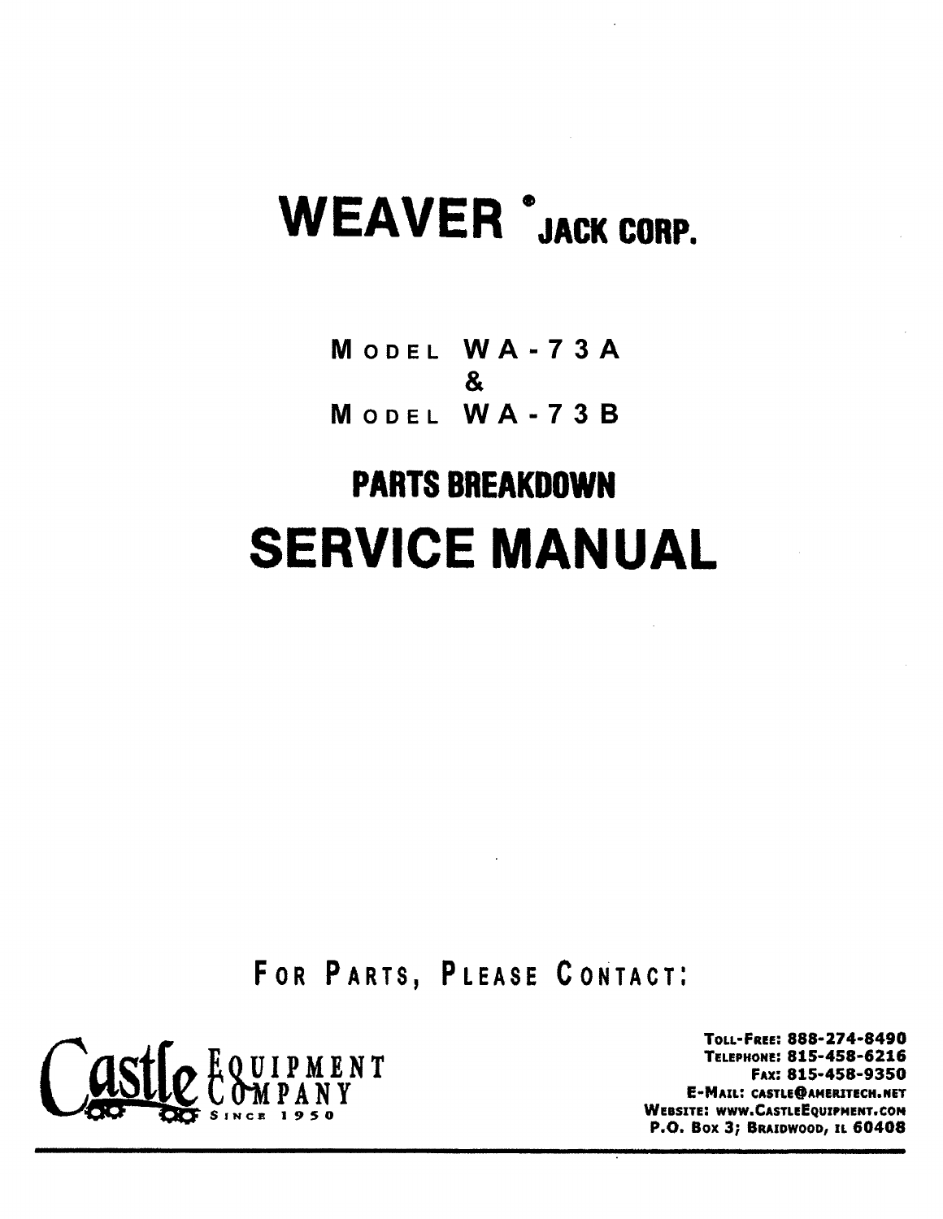# WEAVER® JACK CORP.

## MODEL WA-73A
## &
## MODEL WA-73B

## PARTS BREAKDOWN

# SERVICE MANUAL

FOR PARTS, PLEASE CONTACT:

Castle Equipment Company
Since 1950

TOLL-FREE: 888-274-8490
TELEPHONE: 815-458-6216
FAX: 815-458-9350
E-MAIL: CASTLE@AMERITECH.NET
WEBSITE: WWW.CASTLEEQUIPMENT.COM
P.O. BOX 3; BRAIDWOOD, IL 60408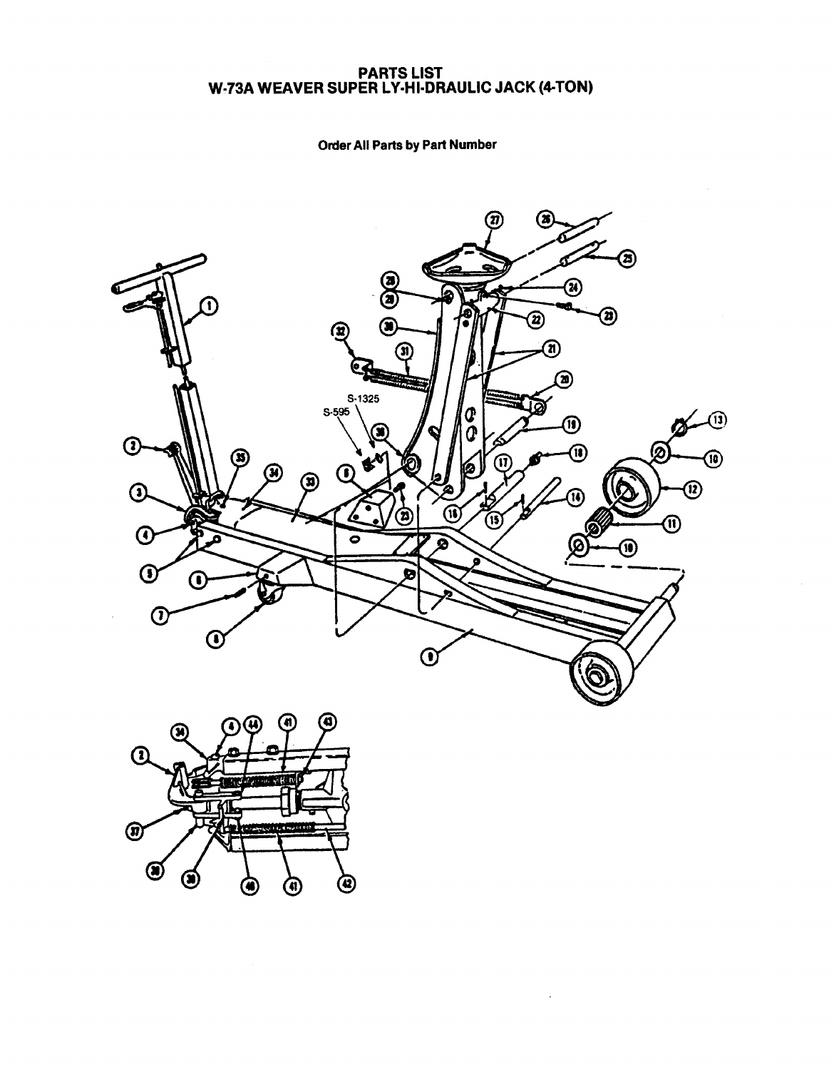# PARTS LIST
# W-73A WEAVER SUPER LY-HI-DRAULIC JACK (4-TON)

**Order All Parts by Part Number**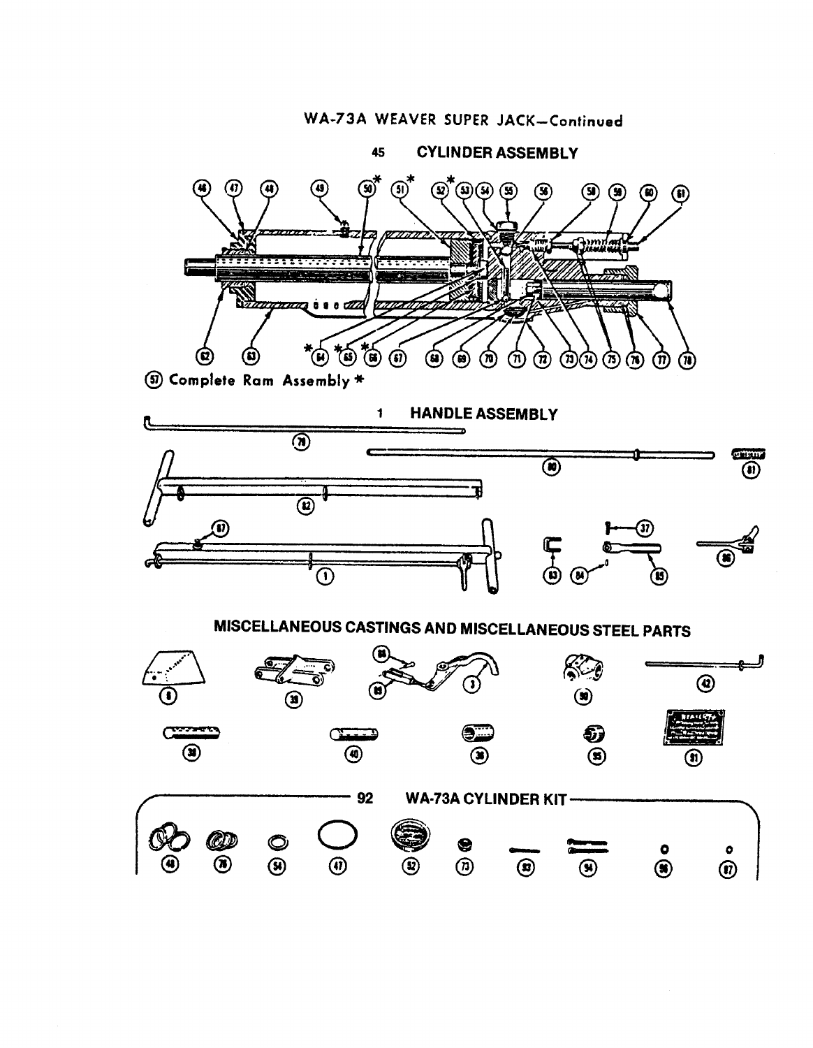WA-73A WEAVER SUPER JACK—Continued

## 45 CYLINDER ASSEMBLY

46 47 48 49 50* 51* 52* 53 54 55 56 58 59 60 61

62 63 *64 *65 *66 67 68 69 70 71 72 73 74 75 76 77 78

57 Complete Ram Assembly *

## 1 HANDLE ASSEMBLY

79 80 81 82 87 1 37 83 84 85 86

## MISCELLANEOUS CASTINGS AND MISCELLANEOUS STEEL PARTS

8 39 88 89 3 90 42

38 40 36 35 91

## 92 WA-73A CYLINDER KIT

48 76 54 47 52 73 93 94 96 97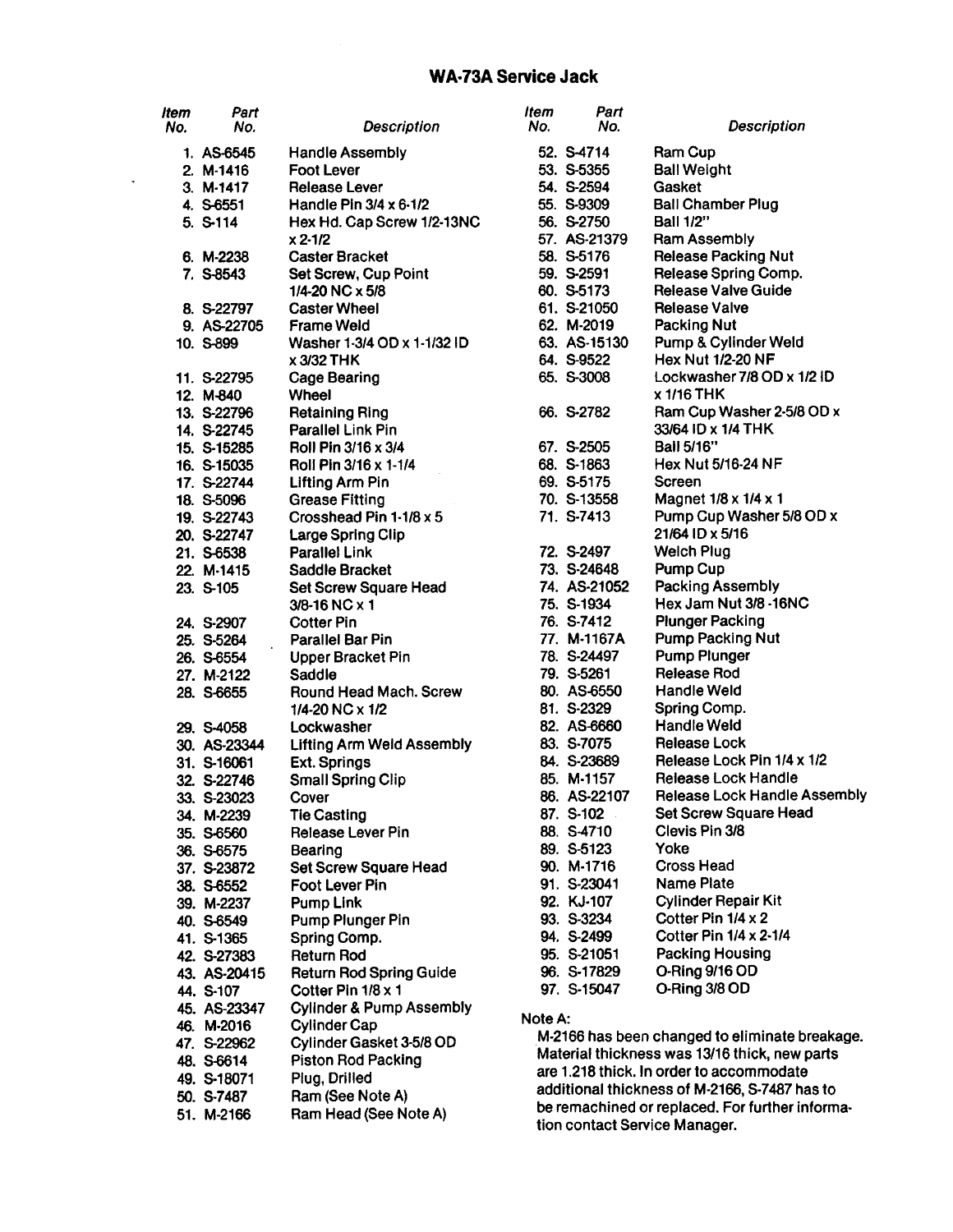# WA-73A Service Jack

| Item No. | Part No. | Description |
|---|---|---|
| 1. | AS-6545 | Handle Assembly |
| 2. | M-1416 | Foot Lever |
| 3. | M-1417 | Release Lever |
| 4. | S-6551 | Handle Pin 3/4 x 6-1/2 |
| 5. | S-114 | Hex Hd. Cap Screw 1/2-13NC x 2-1/2 |
| 6. | M-2238 | Caster Bracket |
| 7. | S-8543 | Set Screw, Cup Point 1/4-20 NC x 5/8 |
| 8. | S-22797 | Caster Wheel |
| 9. | AS-22705 | Frame Weld |
| 10. | S-899 | Washer 1-3/4 OD x 1-1/32 ID x 3/32 THK |
| 11. | S-22795 | Cage Bearing |
| 12. | M-840 | Wheel |
| 13. | S-22796 | Retaining Ring |
| 14. | S-22745 | Parallel Link Pin |
| 15. | S-15285 | Roll Pin 3/16 x 3/4 |
| 16. | S-15035 | Roll Pin 3/16 x 1-1/4 |
| 17. | S-22744 | Lifting Arm Pin |
| 18. | S-5096 | Grease Fitting |
| 19. | S-22743 | Crosshead Pin 1-1/8 x 5 |
| 20. | S-22747 | Large Spring Clip |
| 21. | S-6538 | Parallel Link |
| 22. | M-1415 | Saddle Bracket |
| 23. | S-105 | Set Screw Square Head 3/8-16 NC x 1 |
| 24. | S-2907 | Cotter Pin |
| 25. | S-5264 | Parallel Bar Pin |
| 26. | S-6554 | Upper Bracket Pin |
| 27. | M-2122 | Saddle |
| 28. | S-6655 | Round Head Mach. Screw 1/4-20 NC x 1/2 |
| 29. | S-4058 | Lockwasher |
| 30. | AS-23344 | Lifting Arm Weld Assembly |
| 31. | S-16061 | Ext. Springs |
| 32. | S-22746 | Small Spring Clip |
| 33. | S-23023 | Cover |
| 34. | M-2239 | Tie Casting |
| 35. | S-6560 | Release Lever Pin |
| 36. | S-6575 | Bearing |
| 37. | S-23872 | Set Screw Square Head |
| 38. | S-6552 | Foot Lever Pin |
| 39. | M-2237 | Pump Link |
| 40. | S-6549 | Pump Plunger Pin |
| 41. | S-1365 | Spring Comp. |
| 42. | S-27383 | Return Rod |
| 43. | AS-20415 | Return Rod Spring Guide |
| 44. | S-107 | Cotter Pin 1/8 x 1 |
| 45. | AS-23347 | Cylinder & Pump Assembly |
| 46. | M-2016 | Cylinder Cap |
| 47. | S-22962 | Cylinder Gasket 3-5/8 OD |
| 48. | S-6614 | Piston Rod Packing |
| 49. | S-18071 | Plug, Drilled |
| 50. | S-7487 | Ram (See Note A) |
| 51. | M-2166 | Ram Head (See Note A) |
| 52. | S-4714 | Ram Cup |
| 53. | S-5355 | Ball Weight |
| 54. | S-2594 | Gasket |
| 55. | S-9309 | Ball Chamber Plug |
| 56. | S-2750 | Ball 1/2" |
| 57. | AS-21379 | Ram Assembly |
| 58. | S-5176 | Release Packing Nut |
| 59. | S-2591 | Release Spring Comp. |
| 60. | S-5173 | Release Valve Guide |
| 61. | S-21050 | Release Valve |
| 62. | M-2019 | Packing Nut |
| 63. | AS-15130 | Pump & Cylinder Weld |
| 64. | S-9522 | Hex Nut 1/2-20 NF |
| 65. | S-3008 | Lockwasher 7/8 OD x 1/2 ID x 1/16 THK |
| 66. | S-2782 | Ram Cup Washer 2-5/8 OD x 33/64 ID x 1/4 THK |
| 67. | S-2505 | Ball 5/16" |
| 68. | S-1863 | Hex Nut 5/16-24 NF |
| 69. | S-5175 | Screen |
| 70. | S-13558 | Magnet 1/8 x 1/4 x 1 |
| 71. | S-7413 | Pump Cup Washer 5/8 OD x 21/64 ID x 5/16 |
| 72. | S-2497 | Welch Plug |
| 73. | S-24648 | Pump Cup |
| 74. | AS-21052 | Packing Assembly |
| 75. | S-1934 | Hex Jam Nut 3/8 -16NC |
| 76. | S-7412 | Plunger Packing |
| 77. | M-1167A | Pump Packing Nut |
| 78. | S-24497 | Pump Plunger |
| 79. | S-5261 | Release Rod |
| 80. | AS-6550 | Handle Weld |
| 81. | S-2329 | Spring Comp. |
| 82. | AS-6660 | Handle Weld |
| 83. | S-7075 | Release Lock |
| 84. | S-23689 | Release Lock Pin 1/4 x 1/2 |
| 85. | M-1157 | Release Lock Handle |
| 86. | AS-22107 | Release Lock Handle Assembly |
| 87. | S-102 | Set Screw Square Head |
| 88. | S-4710 | Clevis Pin 3/8 |
| 89. | S-5123 | Yoke |
| 90. | M-1716 | Cross Head |
| 91. | S-23041 | Name Plate |
| 92. | KJ-107 | Cylinder Repair Kit |
| 93. | S-3234 | Cotter Pin 1/4 x 2 |
| 94. | S-2499 | Cotter Pin 1/4 x 2-1/4 |
| 95. | S-21051 | Packing Housing |
| 96. | S-17829 | O-Ring 9/16 OD |
| 97. | S-15047 | O-Ring 3/8 OD |

Note A:
M-2166 has been changed to eliminate breakage. Material thickness was 13/16 thick, new parts are 1.218 thick. In order to accommodate additional thickness of M-2166, S-7487 has to be remachined or replaced. For further information contact Service Manager.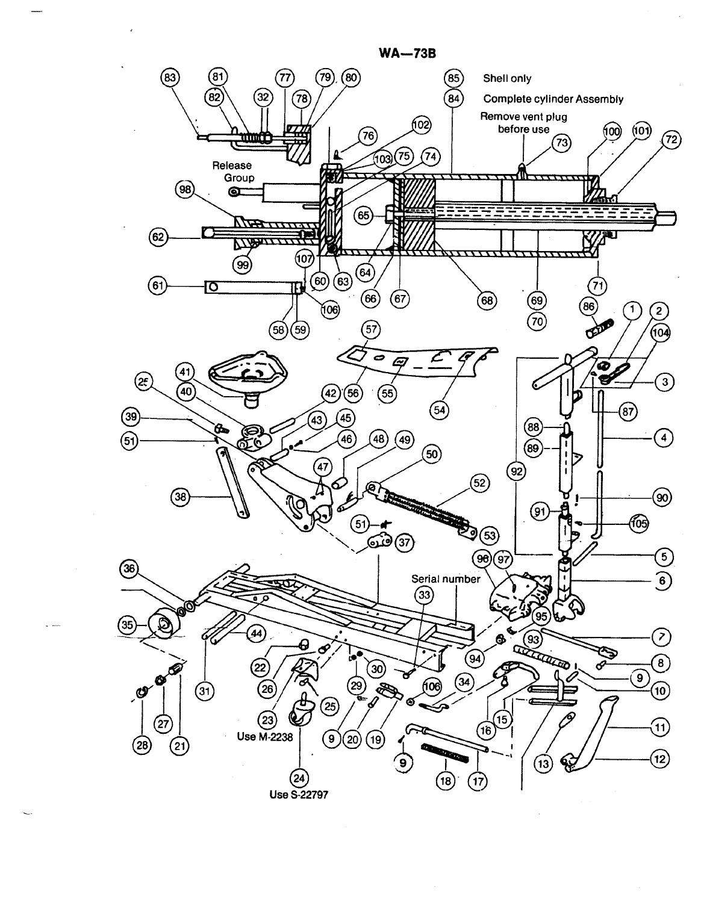# WA—73B

85 Shell only

84 Complete cylinder Assembly

Remove vent plug before use

Release Group

Serial number

Use M-2238

Use S-22797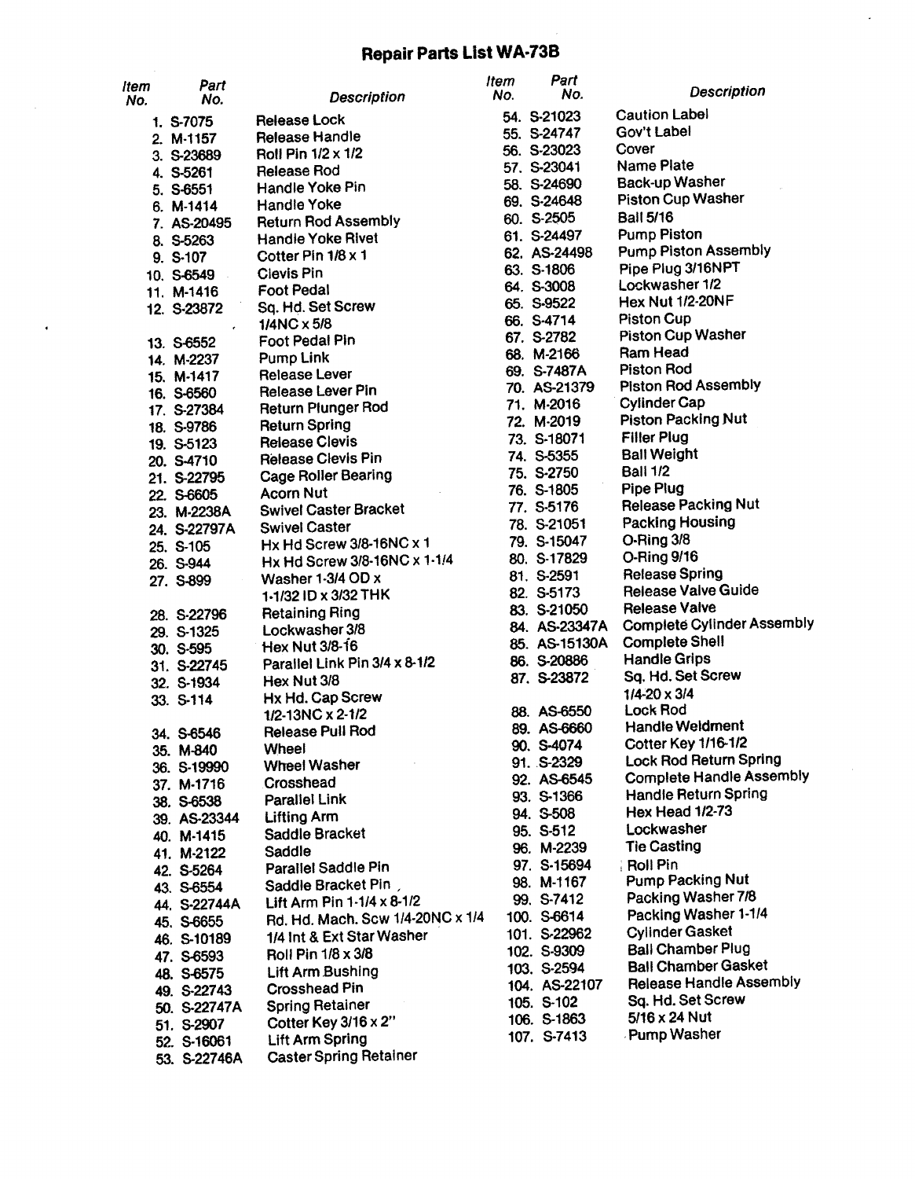# Repair Parts List WA-73B

| Item No. | Part No. | Description |
|---|---|---|
| 1. | S-7075 | Release Lock |
| 2. | M-1157 | Release Handle |
| 3. | S-23689 | Roll Pin 1/2 x 1/2 |
| 4. | S-5261 | Release Rod |
| 5. | S-6551 | Handle Yoke Pin |
| 6. | M-1414 | Handle Yoke |
| 7. | AS-20495 | Return Rod Assembly |
| 8. | S-5263 | Handle Yoke Rivet |
| 9. | S-107 | Cotter Pin 1/8 x 1 |
| 10. | S-6549 | Clevis Pin |
| 11. | M-1416 | Foot Pedal |
| 12. | S-23872 | Sq. Hd. Set Screw 1/4NC x 5/8 |
| 13. | S-6552 | Foot Pedal Pin |
| 14. | M-2237 | Pump Link |
| 15. | M-1417 | Release Lever |
| 16. | S-6560 | Release Lever Pin |
| 17. | S-27384 | Return Plunger Rod |
| 18. | S-9786 | Return Spring |
| 19. | S-5123 | Release Clevis |
| 20. | S-4710 | Release Clevis Pin |
| 21. | S-22795 | Cage Roller Bearing |
| 22. | S-6605 | Acorn Nut |
| 23. | M-2238A | Swivel Caster Bracket |
| 24. | S-22797A | Swivel Caster |
| 25. | S-105 | Hx Hd Screw 3/8-16NC x 1 |
| 26. | S-944 | Hx Hd Screw 3/8-16NC x 1-1/4 |
| 27. | S-899 | Washer 1-3/4 OD x 1-1/32 ID x 3/32 THK |
| 28. | S-22796 | Retaining Ring |
| 29. | S-1325 | Lockwasher 3/8 |
| 30. | S-595 | Hex Nut 3/8-16 |
| 31. | S-22745 | Parallel Link Pin 3/4 x 8-1/2 |
| 32. | S-1934 | Hex Nut 3/8 |
| 33. | S-114 | Hx Hd. Cap Screw 1/2-13NC x 2-1/2 |
| 34. | S-6546 | Release Pull Rod |
| 35. | M-840 | Wheel |
| 36. | S-19990 | Wheel Washer |
| 37. | M-1716 | Crosshead |
| 38. | S-6538 | Parallel Link |
| 39. | AS-23344 | Lifting Arm |
| 40. | M-1415 | Saddle Bracket |
| 41. | M-2122 | Saddle |
| 42. | S-5264 | Parallel Saddle Pin |
| 43. | S-6554 | Saddle Bracket Pin |
| 44. | S-22744A | Lift Arm Pin 1-1/4 x 8-1/2 |
| 45. | S-6655 | Rd. Hd. Mach. Scw 1/4-20NC x 1/4 |
| 46. | S-10189 | 1/4 Int & Ext Star Washer |
| 47. | S-6593 | Roll Pin 1/8 x 3/8 |
| 48. | S-6575 | Lift Arm Bushing |
| 49. | S-22743 | Crosshead Pin |
| 50. | S-22747A | Spring Retainer |
| 51. | S-2907 | Cotter Key 3/16 x 2" |
| 52. | S-16061 | Lift Arm Spring |
| 53. | S-22746A | Caster Spring Retainer |
| 54. | S-21023 | Caution Label |
| 55. | S-24747 | Gov't Label |
| 56. | S-23023 | Cover |
| 57. | S-23041 | Name Plate |
| 58. | S-24690 | Back-up Washer |
| 69. | S-24648 | Piston Cup Washer |
| 60. | S-2505 | Ball 5/16 |
| 61. | S-24497 | Pump Piston |
| 62. | AS-24498 | Pump Piston Assembly |
| 63. | S-1806 | Pipe Plug 3/16NPT |
| 64. | S-3008 | Lockwasher 1/2 |
| 65. | S-9522 | Hex Nut 1/2-20NF |
| 66. | S-4714 | Piston Cup |
| 67. | S-2782 | Piston Cup Washer |
| 68. | M-2166 | Ram Head |
| 69. | S-7487A | Piston Rod |
| 70. | AS-21379 | Piston Rod Assembly |
| 71. | M-2016 | Cylinder Cap |
| 72. | M-2019 | Piston Packing Nut |
| 73. | S-18071 | Filler Plug |
| 74. | S-5355 | Ball Weight |
| 75. | S-2750 | Ball 1/2 |
| 76. | S-1805 | Pipe Plug |
| 77. | S-5176 | Release Packing Nut |
| 78. | S-21051 | Packing Housing |
| 79. | S-15047 | O-Ring 3/8 |
| 80. | S-17829 | O-Ring 9/16 |
| 81. | S-2591 | Release Spring |
| 82. | S-5173 | Release Valve Guide |
| 83. | S-21050 | Release Valve |
| 84. | AS-23347A | Complete Cylinder Assembly |
| 85. | AS-15130A | Complete Shell |
| 86. | S-20886 | Handle Grips |
| 87. | S-23872 | Sq. Hd. Set Screw 1/4-20 x 3/4 |
| 88. | AS-6550 | Lock Rod |
| 89. | AS-6660 | Handle Weldment |
| 90. | S-4074 | Cotter Key 1/16-1/2 |
| 91. | S-2329 | Lock Rod Return Spring |
| 92. | AS-6545 | Complete Handle Assembly |
| 93. | S-1366 | Handle Return Spring |
| 94. | S-508 | Hex Head 1/2-73 |
| 95. | S-512 | Lockwasher |
| 96. | M-2239 | Tie Casting |
| 97. | S-15694 | Roll Pin |
| 98. | M-1167 | Pump Packing Nut |
| 99. | S-7412 | Packing Washer 7/8 |
| 100. | S-6614 | Packing Washer 1-1/4 |
| 101. | S-22962 | Cylinder Gasket |
| 102. | S-9309 | Ball Chamber Plug |
| 103. | S-2594 | Ball Chamber Gasket |
| 104. | AS-22107 | Release Handle Assembly |
| 105. | S-102 | Sq. Hd. Set Screw |
| 106. | S-1863 | 5/16 x 24 Nut |
| 107. | S-7413 | Pump Washer |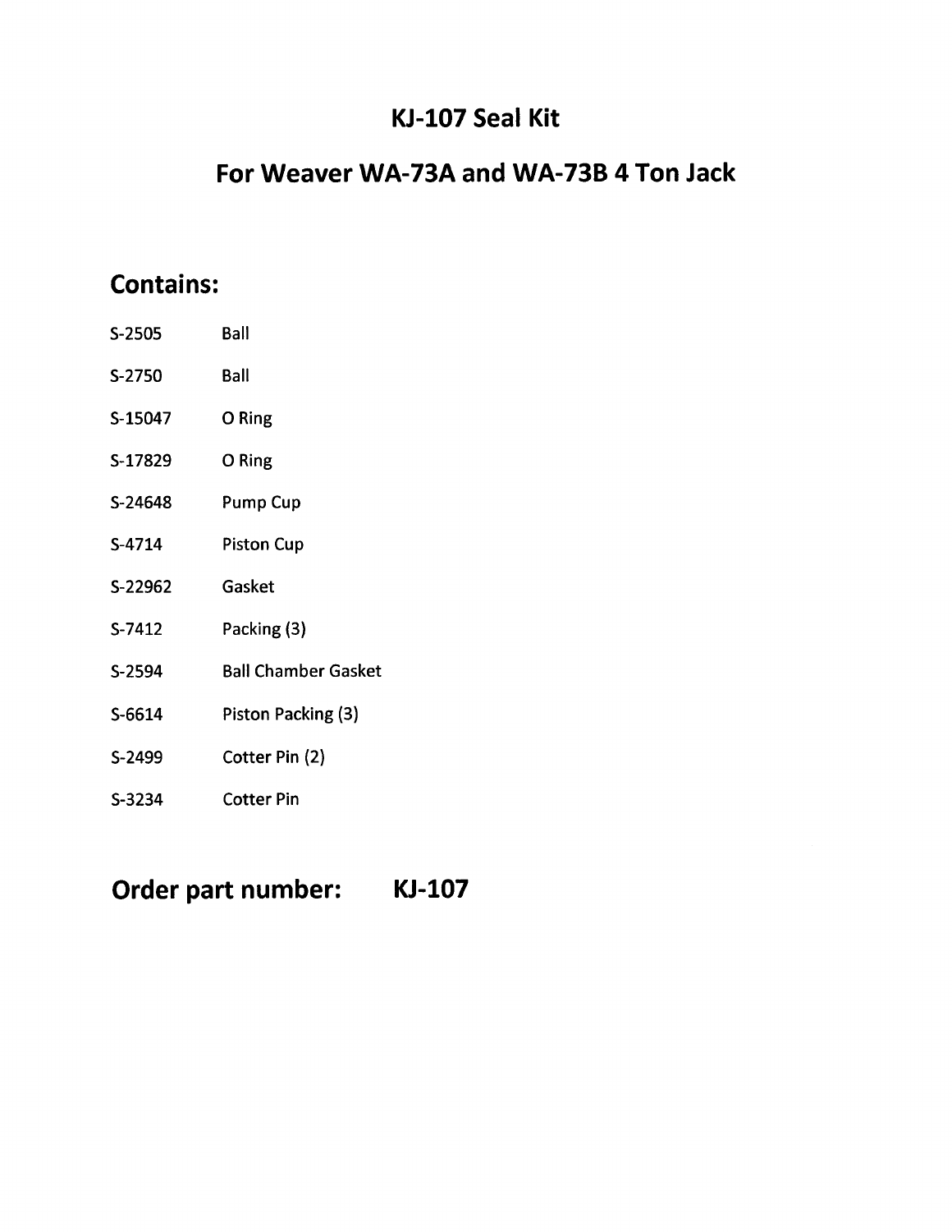# KJ-107 Seal Kit

# For Weaver WA-73A and WA-73B 4 Ton Jack

## Contains:

| | |
|---|---|
| S-2505 | Ball |
| S-2750 | Ball |
| S-15047 | O Ring |
| S-17829 | O Ring |
| S-24648 | Pump Cup |
| S-4714 | Piston Cup |
| S-22962 | Gasket |
| S-7412 | Packing (3) |
| S-2594 | Ball Chamber Gasket |
| S-6614 | Piston Packing (3) |
| S-2499 | Cotter Pin (2) |
| S-3234 | Cotter Pin |

## Order part number: KJ-107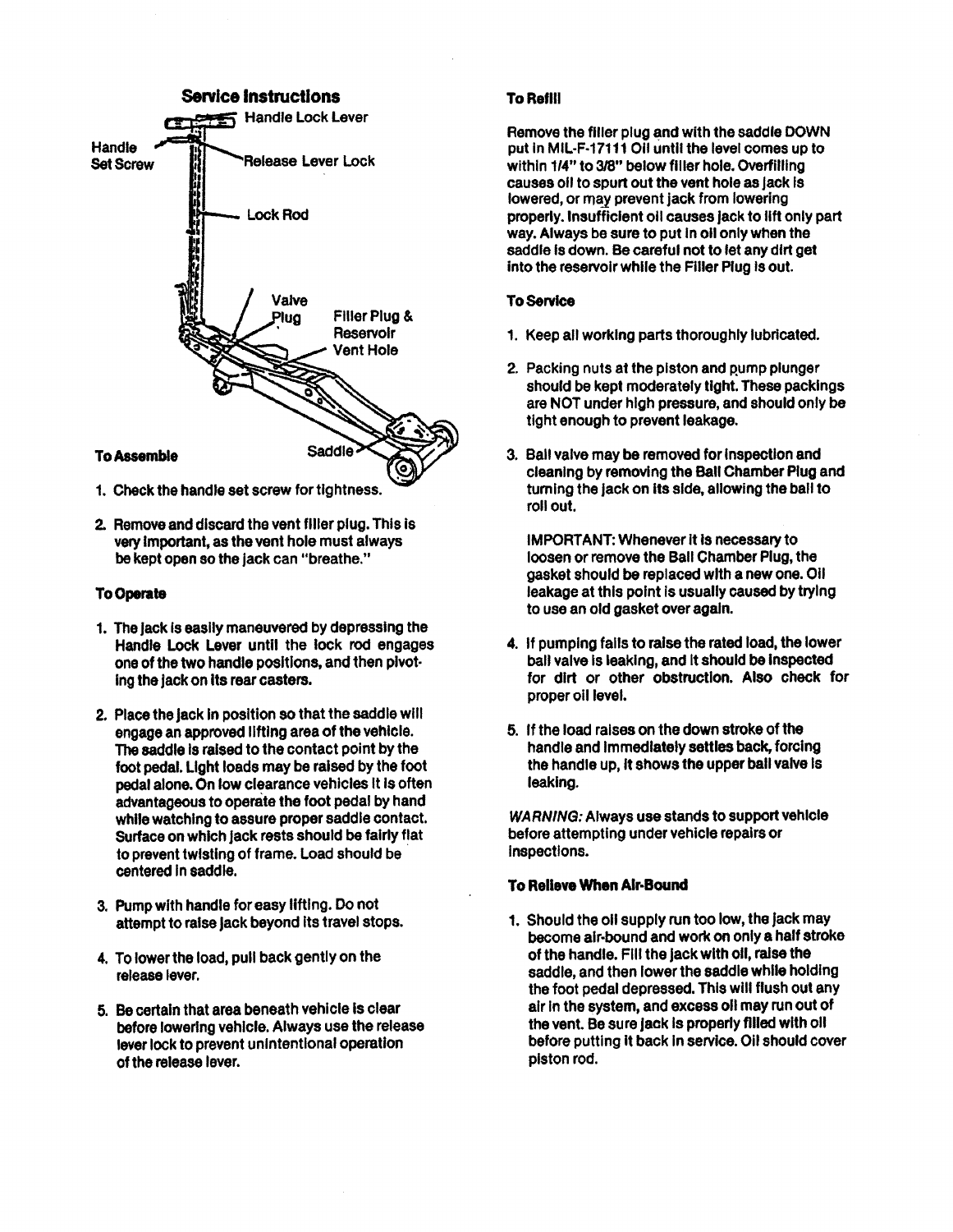## Service Instructions

Handle Lock Lever
Handle Set Screw
Release Lever Lock
Lock Rod
Valve Plug
Filler Plug & Reservoir Vent Hole
Saddle

### To Assemble

1. Check the handle set screw for tightness.
2. Remove and discard the vent filler plug. This is very important, as the vent hole must always be kept open so the jack can "breathe."

### To Operate

1. The jack is easily maneuvered by depressing the Handle Lock Lever until the lock rod engages one of the two handle positions, and then pivoting the jack on its rear casters.
2. Place the jack in position so that the saddle will engage an approved lifting area of the vehicle. The saddle is raised to the contact point by the foot pedal. Light loads may be raised by the foot pedal alone. On low clearance vehicles it is often advantageous to operate the foot pedal by hand while watching to assure proper saddle contact. Surface on which jack rests should be fairly flat to prevent twisting of frame. Load should be centered in saddle.
3. Pump with handle for easy lifting. Do not attempt to raise jack beyond its travel stops.
4. To lower the load, pull back gently on the release lever.
5. Be certain that area beneath vehicle is clear before lowering vehicle. Always use the release lever lock to prevent unintentional operation of the release lever.

### To Refill

Remove the filler plug and with the saddle DOWN put in MIL-F-17111 Oil until the level comes up to within 1/4" to 3/8" below filler hole. Overfilling causes oil to spurt out the vent hole as jack is lowered, or may prevent jack from lowering properly. Insufficient oil causes jack to lift only part way. Always be sure to put in oil only when the saddle is down. Be careful not to let any dirt get into the reservoir while the Filler Plug is out.

### To Service

1. Keep all working parts thoroughly lubricated.
2. Packing nuts at the piston and pump plunger should be kept moderately tight. These packings are NOT under high pressure, and should only be tight enough to prevent leakage.
3. Ball valve may be removed for inspection and cleaning by removing the Ball Chamber Plug and turning the jack on its side, allowing the ball to roll out.

   IMPORTANT: Whenever it is necessary to loosen or remove the Ball Chamber Plug, the gasket should be replaced with a new one. Oil leakage at this point is usually caused by trying to use an old gasket over again.

4. If pumping fails to raise the rated load, the lower ball valve is leaking, and it should be inspected for dirt or other obstruction. Also check for proper oil level.
5. If the load raises on the down stroke of the handle and immediately settles back, forcing the handle up, it shows the upper ball valve is leaking.

*WARNING:* Always use stands to support vehicle before attempting under vehicle repairs or inspections.

### To Relieve When Air-Bound

1. Should the oil supply run too low, the jack may become air-bound and work on only a half stroke of the handle. Fill the jack with oil, raise the saddle, and then lower the saddle while holding the foot pedal depressed. This will flush out any air in the system, and excess oil may run out of the vent. Be sure jack is properly filled with oil before putting it back in service. Oil should cover piston rod.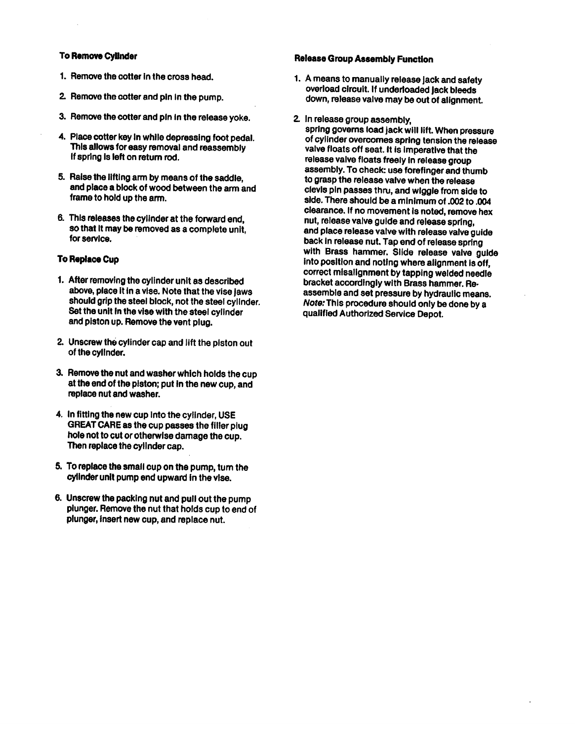### To Remove Cylinder

1. Remove the cotter in the cross head.
2. Remove the cotter and pin in the pump.
3. Remove the cotter and pin in the release yoke.
4. Place cotter key in while depressing foot pedal. This allows for easy removal and reassembly if spring is left on return rod.
5. Raise the lifting arm by means of the saddle, and place a block of wood between the arm and frame to hold up the arm.
6. This releases the cylinder at the forward end, so that it may be removed as a complete unit, for service.

### To Replace Cup

1. After removing the cylinder unit as described above, place it in a vise. Note that the vise jaws should grip the steel block, not the steel cylinder. Set the unit in the vise with the steel cylinder and piston up. Remove the vent plug.
2. Unscrew the cylinder cap and lift the piston out of the cylinder.
3. Remove the nut and washer which holds the cup at the end of the piston; put in the new cup, and replace nut and washer.
4. In fitting the new cup into the cylinder, USE GREAT CARE as the cup passes the filler plug hole not to cut or otherwise damage the cup. Then replace the cylinder cap.
5. To replace the small cup on the pump, turn the cylinder unit pump end upward in the vise.
6. Unscrew the packing nut and pull out the pump plunger. Remove the nut that holds cup to end of plunger, insert new cup, and replace nut.

### Release Group Assembly Function

1. A means to manually release jack and safety overload circuit. If underloaded jack bleeds down, release valve may be out of alignment.
2. In release group assembly, spring governs load jack will lift. When pressure of cylinder overcomes spring tension the release valve floats off seat. It is imperative that the release valve floats freely in release group assembly. To check: use forefinger and thumb to grasp the release valve when the release clevis pin passes thru, and wiggle from side to side. There should be a minimum of .002 to .004 clearance. If no movement is noted, remove hex nut, release valve guide and release spring, and place release valve with release valve guide back in release nut. Tap end of release spring with Brass hammer. Slide release valve guide into position and noting where alignment is off, correct misalignment by tapping welded needle bracket accordingly with Brass hammer. Reassemble and set pressure by hydraulic means. *Note:* This procedure should only be done by a qualified Authorized Service Depot.